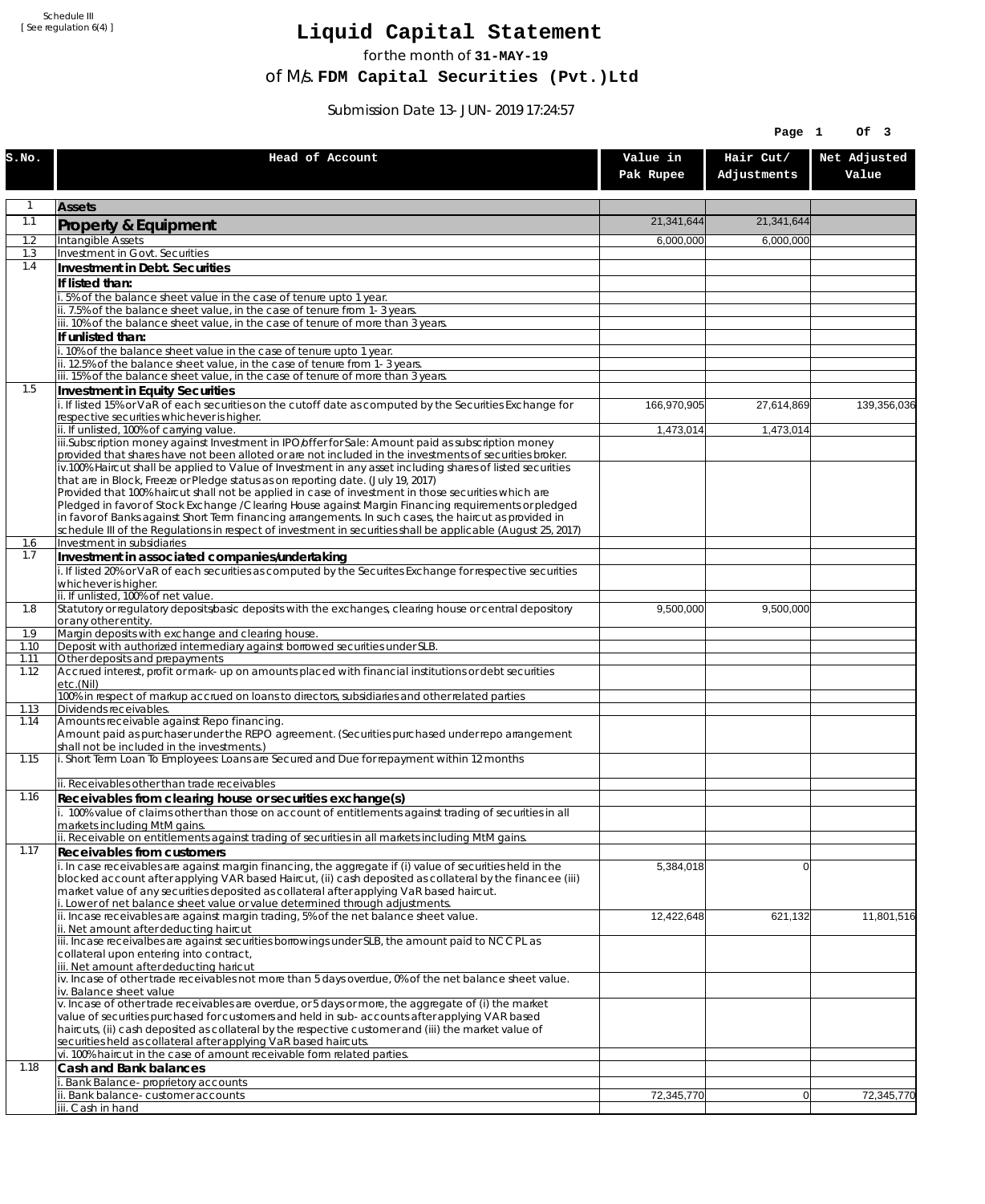Schedule III
[ See regulation 6(4) ]

# Liquid Capital Statement

for the month of **31-MAY-19**

of M/s. **FDM Capital Securities (Pvt.)Ltd**

Submission Date 13-JUN-2019 17:24:57

| S.No. | Head of Account | Value in Pak Rupee | Hair Cut/ Adjustments | Net Adjusted Value |
|---|---|---|---|---|
| 1 | **Assets** | | | |
| 1.1 | **Property & Equipment** | 21,341,644 | 21,341,644 | |
| 1.2 | Intangible Assets | 6,000,000 | 6,000,000 | |
| 1.3 | Investment in Govt. Securities | | | |
| 1.4 | **Investment in Debt. Securities** | | | |
| | **If listed than:** | | | |
| | i. 5% of the balance sheet value in the case of tenure upto 1 year. | | | |
| | ii. 7.5% of the balance sheet value, in the case of tenure from 1-3 years. | | | |
| | iii. 10% of the balance sheet value, in the case of tenure of more than 3 years. | | | |
| | **If unlisted than:** | | | |
| | i. 10% of the balance sheet value in the case of tenure upto 1 year. | | | |
| | ii. 12.5% of the balance sheet value, in the case of tenure from 1-3 years. | | | |
| | iii. 15% of the balance sheet value, in the case of tenure of more than 3 years. | | | |
| 1.5 | **Investment in Equity Securities** | | | |
| | i. If listed 15% or VaR of each securities on the cutoff date as computed by the Securities Exchange for respective securities whichever is higher. | 166,970,905 | 27,614,869 | 139,356,036 |
| | ii. If unlisted, 100% of carrying value. | 1,473,014 | 1,473,014 | |
| | iii.Subscription money against Investment in IPO/offer for Sale: Amount paid as subscription money provided that shares have not been alloted or are not included in the investments of securities broker. | | | |
| | iv.100% Haircut shall be applied to Value of Investment in any asset including shares of listed securities that are in Block, Freeze or Pledge status as on reporting date. (July 19, 2017) Provided that 100% haircut shall not be applied in case of investment in those securities which are Pledged in favor of Stock Exchange / Clearing House against Margin Financing requirements or pledged in favor of Banks against Short Term financing arrangements. In such cases, the haircut as provided in schedule III of the Regulations in respect of investment in securities shall be applicable (August 25, 2017) | | | |
| 1.6 | Investment in subsidiaries | | | |
| 1.7 | **Investment in associated companies/undertaking** | | | |
| | i. If listed 20% or VaR of each securities as computed by the Securites Exchange for respective securities whichever is higher. | | | |
| | ii. If unlisted, 100% of net value. | | | |
| 1.8 | Statutory or regulatory deposits/basic deposits with the exchanges, clearing house or central depository or any other entity. | 9,500,000 | 9,500,000 | |
| 1.9 | Margin deposits with exchange and clearing house. | | | |
| 1.10 | Deposit with authorized intermediary against borrowed securities under SLB. | | | |
| 1.11 | Other deposits and prepayments | | | |
| 1.12 | Accrued interest, profit or mark-up on amounts placed with financial institutions or debt securities etc.(Nil) | | | |
| | 100% in respect of markup accrued on loans to directors, subsidiaries and other related parties | | | |
| 1.13 | Dividends receivables. | | | |
| 1.14 | Amounts receivable against Repo financing. Amount paid as purchaser under the REPO agreement. (Securities purchased under repo arrangement shall not be included in the investments.) | | | |
| 1.15 | i. Short Term Loan To Employees: Loans are Secured and Due for repayment within 12 months | | | |
| | ii. Receivables other than trade receivables | | | |
| 1.16 | **Receivables from clearing house or securities exchange(s)** | | | |
| | i. 100% value of claims other than those on account of entitlements against trading of securities in all markets including MtM gains. | | | |
| | ii. Receivable on entitlements against trading of securities in all markets including MtM gains. | | | |
| 1.17 | **Receivables from customers** | | | |
| | i. In case receivables are against margin financing, the aggregate if (i) value of securities held in the blocked account after applying VAR based Haircut, (ii) cash deposited as collateral by the financee (iii) market value of any securities deposited as collateral after applying VaR based haircut. i. Lower of net balance sheet value or value determined through adjustments. | 5,384,018 | 0 | |
| | ii. Incase receivables are against margin trading, 5% of the net balance sheet value. ii. Net amount after deducting haircut | 12,422,648 | 621,132 | 11,801,516 |
| | iii. Incase receivalbes are against securities borrowings under SLB, the amount paid to NCCPL as collateral upon entering into contract, iii. Net amount after deducting haricut | | | |
| | iv. Incase of other trade receivables not more than 5 days overdue, 0% of the net balance sheet value. iv. Balance sheet value | | | |
| | v. Incase of other trade receivables are overdue, or 5 days or more, the aggregate of (i) the market value of securities purchased for customers and held in sub-accounts after applying VAR based haircuts, (ii) cash deposited as collateral by the respective customer and (iii) the market value of securities held as collateral after applying VaR based haircuts. | | | |
| | vi. 100% haircut in the case of amount receivable form related parties. | | | |
| 1.18 | **Cash and Bank balances** | | | |
| | i. Bank Balance-proprietory accounts | | | |
| | ii. Bank balance-customer accounts | 72,345,770 | 0 | 72,345,770 |
| | iii. Cash in hand | | | |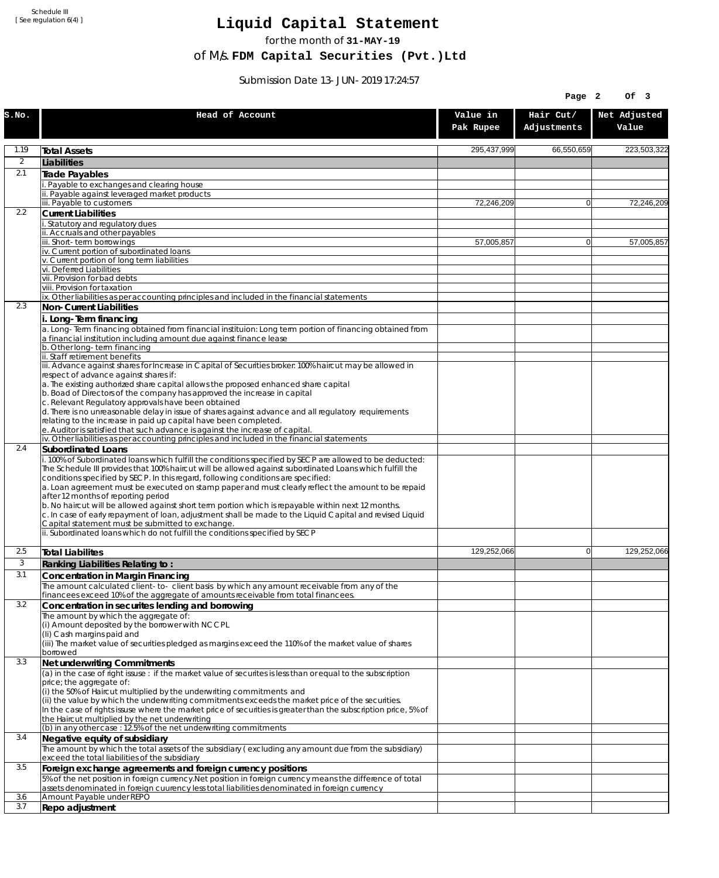Schedule III
[ See regulation 6(4) ]

# Liquid Capital Statement

for the month of **31-MAY-19**

of M/s. **FDM Capital Securities (Pvt.)Ltd**

Submission Date 13-JUN-2019 17:24:57

| S.No. | Head of Account | Value in Pak Rupee | Hair Cut/ Adjustments | Net Adjusted Value |
|---|---|---|---|---|
| 1.19 | **Total Assets** | 295,437,999 | 66,550,659 | 223,503,322 |
| 2 | **Liabilities** | | | |
| 2.1 | **Trade Payables** | | | |
| | i. Payable to exchanges and clearing house | | | |
| | ii. Payable against leveraged market products | | | |
| | iii. Payable to customers | 72,246,209 | 0 | 72,246,209 |
| 2.2 | **Current Liabilities** | | | |
| | i. Statutory and regulatory dues | | | |
| | ii. Accruals and other payables | | | |
| | iii. Short-term borrowings | 57,005,857 | 0 | 57,005,857 |
| | iv. Current portion of subordinated loans | | | |
| | v. Current portion of long term liabilities | | | |
| | vi. Deferred Liabilities | | | |
| | vii. Provision for bad debts | | | |
| | viii. Provision for taxation | | | |
| | ix. Other liabilities as per accounting principles and included in the financial statements | | | |
| 2.3 | **Non-Current Liabilities** | | | |
| | **i. Long-Term financing** | | | |
| | a. Long-Term financing obtained from financial instituion: Long term portion of financing obtained from a financial institution including amount due against finance lease | | | |
| | b. Other long-term financing | | | |
| | ii. Staff retirement benefits | | | |
| | iii. Advance against shares for Increase in Capital of Securities broker: 100% haircut may be allowed in respect of advance against shares if:<br>a. The existing authorized share capital allows the proposed enhanced share capital<br>b. Boad of Directors of the company has approved the increase in capital<br>c. Relevant Regulatory approvals have been obtained<br>d. There is no unreasonable delay in issue of shares against advance and all regulatory requirements relating to the increase in paid up capital have been completed.<br>e. Auditor is satisfied that such advance is against the increase of capital. | | | |
| | iv. Other liabilities as per accounting principles and included in the financial statements | | | |
| 2.4 | **Subordinated Loans** | | | |
| | i. 100% of Subordinated loans which fulfill the conditions specified by SECP are allowed to be deducted:<br>The Schedule III provides that 100% haircut will be allowed against subordinated Loans which fulfill the conditions specified by SECP. In this regard, following conditions are specified:<br>a. Loan agreement must be executed on stamp paper and must clearly reflect the amount to be repaid after 12 months of reporting period<br>b. No haircut will be allowed against short term portion which is repayable within next 12 months.<br>c. In case of early repayment of loan, adjustment shall be made to the Liquid Capital and revised Liquid Capital statement must be submitted to exchange. | | | |
| | ii. Subordinated loans which do not fulfill the conditions specified by SECP | | | |
| 2.5 | **Total Liabilites** | 129,252,066 | 0 | 129,252,066 |
| 3 | **Ranking Liabilities Relating to :** | | | |
| 3.1 | **Concentration in Margin Financing** | | | |
| | The amount calculated client-to- client basis by which any amount receivable from any of the financees exceed 10% of the aggregate of amounts receivable from total financees. | | | |
| 3.2 | **Concentration in securites lending and borrowing** | | | |
| | The amount by which the aggregate of:<br>(i) Amount deposited by the borrower with NCCPL<br>(Ii) Cash margins paid and<br>(iii) The market value of securities pledged as margins exceed the 110% of the market value of shares borrowed | | | |
| 3.3 | **Net underwriting Commitments** | | | |
| | (a) in the case of right issuse : if the market value of securites is less than or equal to the subscription price; the aggregate of:<br>(i) the 50% of Haircut multiplied by the underwriting commitments and<br>(ii) the value by which the underwriting commitments exceeds the market price of the securities.<br>In the case of rights issuse where the market price of securities is greater than the subscription price, 5% of the Haircut multiplied by the net underwriting | | | |
| | (b) in any other case : 12.5% of the net underwriting commitments | | | |
| 3.4 | **Negative equity of subsidiary** | | | |
| | The amount by which the total assets of the subsidiary ( excluding any amount due from the subsidiary) exceed the total liabilities of the subsidiary | | | |
| 3.5 | **Foreign exchange agreements and foreign currency positions** | | | |
| | 5% of the net position in foreign currency.Net position in foreign currency means the difference of total assets denominated in foreign cuurency less total liabilities denominated in foreign currency | | | |
| 3.6 | Amount Payable under REPO | | | |
| 3.7 | **Repo adjustment** | | | |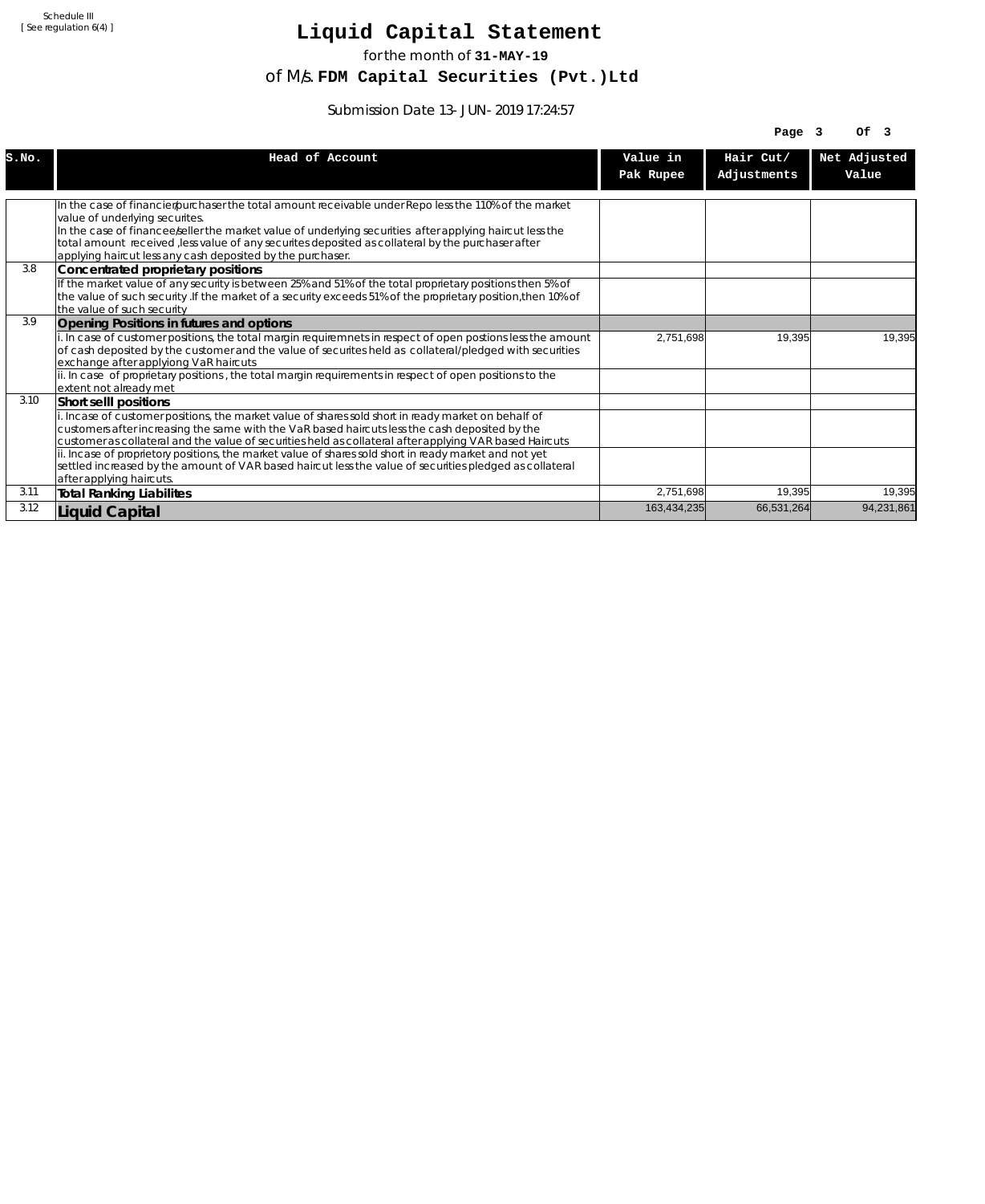Schedule III
[ See regulation 6(4) ]

# Liquid Capital Statement

for the month of **31-MAY-19**

of M/s. **FDM Capital Securities (Pvt.)Ltd**

Submission Date 13-JUN-2019 17:24:57

| S.No. | Head of Account | Value in Pak Rupee | Hair Cut/ Adjustments | Net Adjusted Value |
|---|---|---|---|---|
| | In the case of financier/purchaser the total amount receivable under Repo less the 110% of the market value of underlying securites.<br>In the case of financee/seller the market value of underlying securities after applying haircut less the total amount received ,less value of any securites deposited as collateral by the purchaser after applying haircut less any cash deposited by the purchaser. | | | |
| 3.8 | **Concentrated proprietary positions** | | | |
| | If the market value of any security is between 25% and 51% of the total proprietary positions then 5% of the value of such security .If the market of a security exceeds 51% of the proprietary position,then 10% of the value of such security | | | |
| 3.9 | **Opening Positions in futures and options** | | | |
| | i. In case of customer positions, the total margin requiremnets in respect of open postions less the amount of cash deposited by the customer and the value of securites held as collateral/pledged with securities exchange after applyiong VaR haircuts | 2,751,698 | 19,395 | 19,395 |
| | ii. In case of proprietary positions , the total margin requirements in respect of open positions to the extent not already met | | | |
| 3.10 | **Short selll positions** | | | |
| | i. Incase of customer positions, the market value of shares sold short in ready market on behalf of customers after increasing the same with the VaR based haircuts less the cash deposited by the customer as collateral and the value of securities held as collateral after applying VAR based Haircuts | | | |
| | ii. Incase of proprietory positions, the market value of shares sold short in ready market and not yet settled increased by the amount of VAR based haircut less the value of securities pledged as collateral after applying haircuts. | | | |
| 3.11 | **Total Ranking Liabilites** | 2,751,698 | 19,395 | 19,395 |
| 3.12 | **Liquid Capital** | 163,434,235 | 66,531,264 | 94,231,861 |